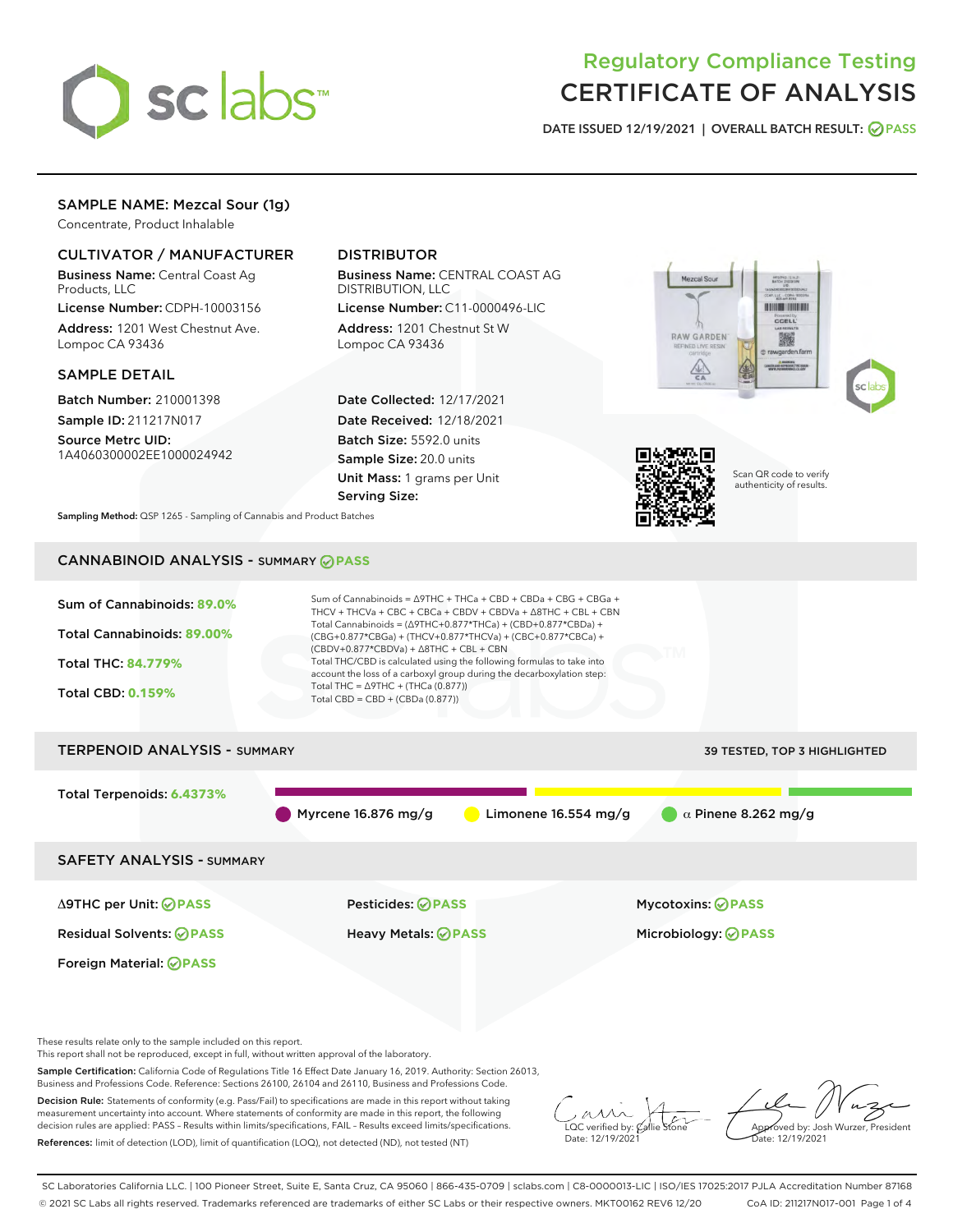# Regulatory Compliance Testing
# CERTIFICATE OF ANALYSIS

DATE ISSUED 12/19/2021 | OVERALL BATCH RESULT: PASS

## SAMPLE NAME: Mezcal Sour (1g)

Concentrate, Product Inhalable

### CULTIVATOR / MANUFACTURER

**Business Name:** Central Coast Ag Products, LLC

**License Number:** CDPH-10003156

**Address:** 1201 West Chestnut Ave. Lompoc CA 93436

### DISTRIBUTOR

**Business Name:** CENTRAL COAST AG DISTRIBUTION, LLC

**License Number:** C11-0000496-LIC

**Address:** 1201 Chestnut St W Lompoc CA 93436

### SAMPLE DETAIL

**Batch Number:** 210001398

**Sample ID:** 211217N017

**Source Metrc UID:** 1A4060300002EE1000024942

**Date Collected:** 12/17/2021

**Date Received:** 12/18/2021

**Batch Size:** 5592.0 units

**Sample Size:** 20.0 units

**Unit Mass:** 1 grams per Unit

**Serving Size:**

Scan QR code to verify authenticity of results.

**Sampling Method:** QSP 1265 - Sampling of Cannabis and Product Batches

## CANNABINOID ANALYSIS - SUMMARY PASS

**Sum of Cannabinoids:** 89.0%

**Total Cannabinoids:** 89.00%

**Total THC:** 84.779%

**Total CBD:** 0.159%

Sum of Cannabinoids = Δ9THC + THCa + CBD + CBDa + CBG + CBGa + THCV + THCVa + CBC + CBCa + CBDV + CBDVa + Δ8THC + CBL + CBN

Total Cannabinoids = (Δ9THC+0.877*THCa) + (CBD+0.877*CBDa) + (CBG+0.877*CBGa) + (THCV+0.877*THCVa) + (CBC+0.877*CBCa) + (CBDV+0.877*CBDVa) + Δ8THC + CBL + CBN

Total THC/CBD is calculated using the following formulas to take into account the loss of a carboxyl group during the decarboxylation step:

Total THC = Δ9THC + (THCa (0.877))

Total CBD = CBD + (CBDa (0.877))

## TERPENOID ANALYSIS - SUMMARY

39 TESTED, TOP 3 HIGHLIGHTED

**Total Terpenoids:** 6.4373%

Myrcene 16.876 mg/g | Limonene 16.554 mg/g | α Pinene 8.262 mg/g

## SAFETY ANALYSIS - SUMMARY

| | | |
|---|---|---|
| Δ9THC per Unit: PASS | Pesticides: PASS | Mycotoxins: PASS |
| Residual Solvents: PASS | Heavy Metals: PASS | Microbiology: PASS |
| Foreign Material: PASS | | |

These results relate only to the sample included on this report.
This report shall not be reproduced, except in full, without written approval of the laboratory.

**Sample Certification:** California Code of Regulations Title 16 Effect Date January 16, 2019. Authority: Section 26013, Business and Professions Code. Reference: Sections 26100, 26104 and 26110, Business and Professions Code.

**Decision Rule:** Statements of conformity (e.g. Pass/Fail) to specifications are made in this report without taking measurement uncertainty into account. Where statements of conformity are made in this report, the following decision rules are applied: PASS - Results within limits/specifications, FAIL - Results exceed limits/specifications.

**References:** limit of detection (LOD), limit of quantification (LOQ), not detected (ND), not tested (NT)

LQC verified by: Callie Stone
Date: 12/19/2021

Approved by: Josh Wurzer, President
Date: 12/19/2021

SC Laboratories California LLC. | 100 Pioneer Street, Suite E, Santa Cruz, CA 95060 | 866-435-0709 | sclabs.com | C8-0000013-LIC | ISO/IES 17025:2017 PJLA Accreditation Number 87168
© 2021 SC Labs all rights reserved. Trademarks referenced are trademarks of either SC Labs or their respective owners. MKT00162 REV6 12/20 CoA ID: 211217N017-001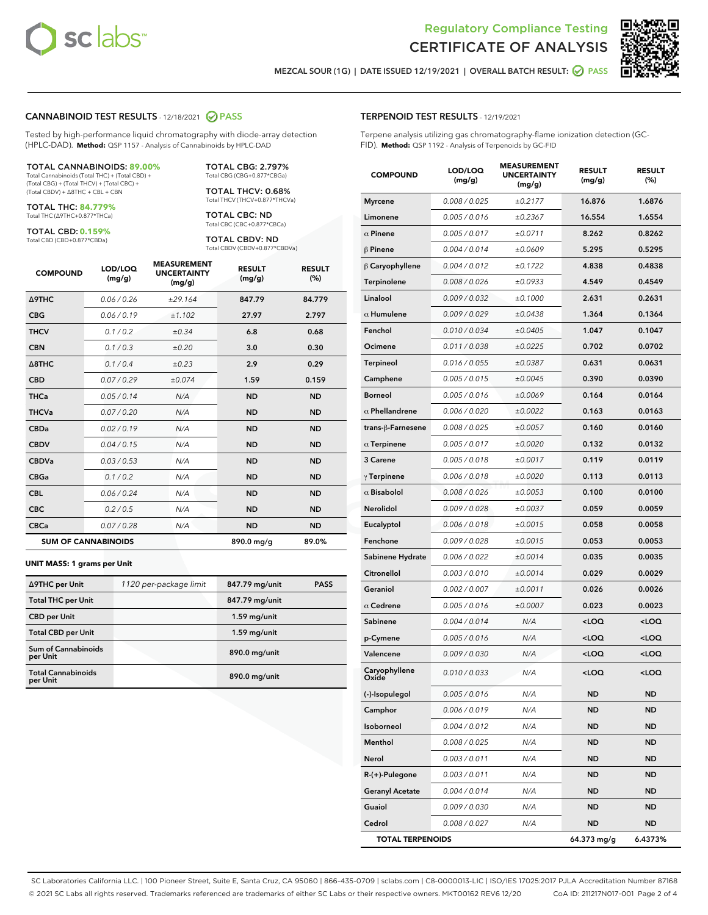Regulatory Compliance Testing
CERTIFICATE OF ANALYSIS

MEZCAL SOUR (1G) | DATE ISSUED 12/19/2021 | OVERALL BATCH RESULT: PASS

## CANNABINOID TEST RESULTS - 12/18/2021 PASS

Tested by high-performance liquid chromatography with diode-array detection (HPLC-DAD). **Method:** QSP 1157 - Analysis of Cannabinoids by HPLC-DAD

**TOTAL CANNABINOIDS: 89.00%**
Total Cannabinoids (Total THC) + (Total CBD) + (Total CBG) + (Total THCV) + (Total CBC) + (Total CBDV) + Δ8THC + CBL + CBN

**TOTAL THC: 84.779%**
Total THC (Δ9THC+0.877*THCa)

**TOTAL CBD: 0.159%**
Total CBD (CBD+0.877*CBDa)

**TOTAL CBG: 2.797%**
Total CBG (CBG+0.877*CBGa)

**TOTAL THCV: 0.68%**
Total THCV (THCV+0.877*THCVa)

**TOTAL CBC: ND**
Total CBC (CBC+0.877*CBCa)

**TOTAL CBDV: ND**
Total CBDV (CBDV+0.877*CBDVa)

| COMPOUND | LOD/LOQ (mg/g) | MEASUREMENT UNCERTAINTY (mg/g) | RESULT (mg/g) | RESULT (%) |
|---|---|---|---|---|
| Δ9THC | 0.06 / 0.26 | ±29.164 | 847.79 | 84.779 |
| CBG | 0.06 / 0.19 | ±1.102 | 27.97 | 2.797 |
| THCV | 0.1 / 0.2 | ±0.34 | 6.8 | 0.68 |
| CBN | 0.1 / 0.3 | ±0.20 | 3.0 | 0.30 |
| Δ8THC | 0.1 / 0.4 | ±0.23 | 2.9 | 0.29 |
| CBD | 0.07 / 0.29 | ±0.074 | 1.59 | 0.159 |
| THCa | 0.05 / 0.14 | N/A | ND | ND |
| THCVa | 0.07 / 0.20 | N/A | ND | ND |
| CBDa | 0.02 / 0.19 | N/A | ND | ND |
| CBDV | 0.04 / 0.15 | N/A | ND | ND |
| CBDVa | 0.03 / 0.53 | N/A | ND | ND |
| CBGa | 0.1 / 0.2 | N/A | ND | ND |
| CBL | 0.06 / 0.24 | N/A | ND | ND |
| CBC | 0.2 / 0.5 | N/A | ND | ND |
| CBCa | 0.07 / 0.28 | N/A | ND | ND |
| **SUM OF CANNABINOIDS** | | | 890.0 mg/g | 89.0% |

**UNIT MASS: 1 grams per Unit**

| | | | |
|---|---|---|---|
| Δ9THC per Unit | 1120 per-package limit | 847.79 mg/unit | PASS |
| Total THC per Unit | | 847.79 mg/unit | |
| CBD per Unit | | 1.59 mg/unit | |
| Total CBD per Unit | | 1.59 mg/unit | |
| Sum of Cannabinoids per Unit | | 890.0 mg/unit | |
| Total Cannabinoids per Unit | | 890.0 mg/unit | |

## TERPENOID TEST RESULTS - 12/19/2021

Terpene analysis utilizing gas chromatography-flame ionization detection (GC-FID). **Method:** QSP 1192 - Analysis of Terpenoids by GC-FID

| COMPOUND | LOD/LOQ (mg/g) | MEASUREMENT UNCERTAINTY (mg/g) | RESULT (mg/g) | RESULT (%) |
|---|---|---|---|---|
| Myrcene | 0.008 / 0.025 | ±0.2177 | 16.876 | 1.6876 |
| Limonene | 0.005 / 0.016 | ±0.2367 | 16.554 | 1.6554 |
| α Pinene | 0.005 / 0.017 | ±0.0711 | 8.262 | 0.8262 |
| β Pinene | 0.004 / 0.014 | ±0.0609 | 5.295 | 0.5295 |
| β Caryophyllene | 0.004 / 0.012 | ±0.1722 | 4.838 | 0.4838 |
| Terpinolene | 0.008 / 0.026 | ±0.0933 | 4.549 | 0.4549 |
| Linalool | 0.009 / 0.032 | ±0.1000 | 2.631 | 0.2631 |
| α Humulene | 0.009 / 0.029 | ±0.0438 | 1.364 | 0.1364 |
| Fenchol | 0.010 / 0.034 | ±0.0405 | 1.047 | 0.1047 |
| Ocimene | 0.011 / 0.038 | ±0.0225 | 0.702 | 0.0702 |
| Terpineol | 0.016 / 0.055 | ±0.0387 | 0.631 | 0.0631 |
| Camphene | 0.005 / 0.015 | ±0.0045 | 0.390 | 0.0390 |
| Borneol | 0.005 / 0.016 | ±0.0069 | 0.164 | 0.0164 |
| α Phellandrene | 0.006 / 0.020 | ±0.0022 | 0.163 | 0.0163 |
| trans-β-Farnesene | 0.008 / 0.025 | ±0.0057 | 0.160 | 0.0160 |
| α Terpinene | 0.005 / 0.017 | ±0.0020 | 0.132 | 0.0132 |
| 3 Carene | 0.005 / 0.018 | ±0.0017 | 0.119 | 0.0119 |
| γ Terpinene | 0.006 / 0.018 | ±0.0020 | 0.113 | 0.0113 |
| α Bisabolol | 0.008 / 0.026 | ±0.0053 | 0.100 | 0.0100 |
| Nerolidol | 0.009 / 0.028 | ±0.0037 | 0.059 | 0.0059 |
| Eucalyptol | 0.006 / 0.018 | ±0.0015 | 0.058 | 0.0058 |
| Fenchone | 0.009 / 0.028 | ±0.0015 | 0.053 | 0.0053 |
| Sabinene Hydrate | 0.006 / 0.022 | ±0.0014 | 0.035 | 0.0035 |
| Citronellol | 0.003 / 0.010 | ±0.0014 | 0.029 | 0.0029 |
| Geraniol | 0.002 / 0.007 | ±0.0011 | 0.026 | 0.0026 |
| α Cedrene | 0.005 / 0.016 | ±0.0007 | 0.023 | 0.0023 |
| Sabinene | 0.004 / 0.014 | N/A | <LOQ | <LOQ |
| p-Cymene | 0.005 / 0.016 | N/A | <LOQ | <LOQ |
| Valencene | 0.009 / 0.030 | N/A | <LOQ | <LOQ |
| Caryophyllene Oxide | 0.010 / 0.033 | N/A | <LOQ | <LOQ |
| (-)-Isopulegol | 0.005 / 0.016 | N/A | ND | ND |
| Camphor | 0.006 / 0.019 | N/A | ND | ND |
| Isoborneol | 0.004 / 0.012 | N/A | ND | ND |
| Menthol | 0.008 / 0.025 | N/A | ND | ND |
| Nerol | 0.003 / 0.011 | N/A | ND | ND |
| R-(+)-Pulegone | 0.003 / 0.011 | N/A | ND | ND |
| Geranyl Acetate | 0.004 / 0.014 | N/A | ND | ND |
| Guaiol | 0.009 / 0.030 | N/A | ND | ND |
| Cedrol | 0.008 / 0.027 | N/A | ND | ND |
| **TOTAL TERPENOIDS** | | | 64.373 mg/g | 6.4373% |

SC Laboratories California LLC. | 100 Pioneer Street, Suite E, Santa Cruz, CA 95060 | 866-435-0709 | sclabs.com | C8-0000013-LIC | ISO/IES 17025:2017 PJLA Accreditation Number 87168
© 2021 SC Labs all rights reserved. Trademarks referenced are trademarks of either SC Labs or their respective owners. MKT00162 REV6 12/20 CoA ID: 211217N017-001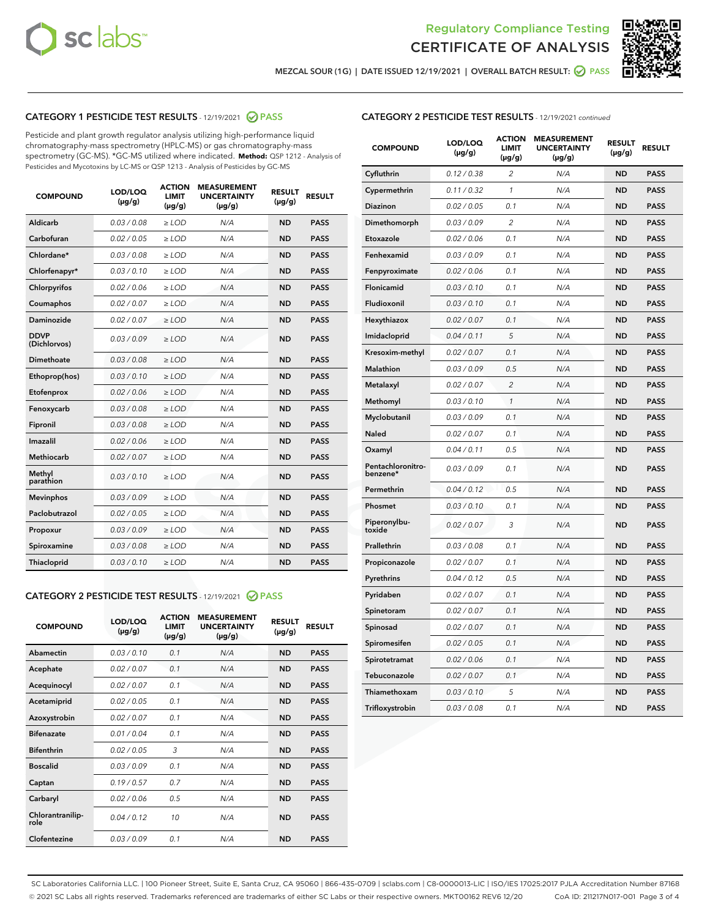Regulatory Compliance Testing

# CERTIFICATE OF ANALYSIS

MEZCAL SOUR (1G) | DATE ISSUED 12/19/2021 | OVERALL BATCH RESULT: PASS

## CATEGORY 1 PESTICIDE TEST RESULTS - 12/19/2021 PASS

Pesticide and plant growth regulator analysis utilizing high-performance liquid chromatography-mass spectrometry (HPLC-MS) or gas chromatography-mass spectrometry (GC-MS). *GC-MS utilized where indicated. **Method:** QSP 1212 - Analysis of Pesticides and Mycotoxins by LC-MS or QSP 1213 - Analysis of Pesticides by GC-MS

| COMPOUND | LOD/LOQ (µg/g) | ACTION LIMIT (µg/g) | MEASUREMENT UNCERTAINTY (µg/g) | RESULT (µg/g) | RESULT |
|---|---|---|---|---|---|
| Aldicarb | 0.03 / 0.08 | ≥ LOD | N/A | ND | PASS |
| Carbofuran | 0.02 / 0.05 | ≥ LOD | N/A | ND | PASS |
| Chlordane* | 0.03 / 0.08 | ≥ LOD | N/A | ND | PASS |
| Chlorfenapyr* | 0.03 / 0.10 | ≥ LOD | N/A | ND | PASS |
| Chlorpyrifos | 0.02 / 0.06 | ≥ LOD | N/A | ND | PASS |
| Coumaphos | 0.02 / 0.07 | ≥ LOD | N/A | ND | PASS |
| Daminozide | 0.02 / 0.07 | ≥ LOD | N/A | ND | PASS |
| DDVP (Dichlorvos) | 0.03 / 0.09 | ≥ LOD | N/A | ND | PASS |
| Dimethoate | 0.03 / 0.08 | ≥ LOD | N/A | ND | PASS |
| Ethoprop(hos) | 0.03 / 0.10 | ≥ LOD | N/A | ND | PASS |
| Etofenprox | 0.02 / 0.06 | ≥ LOD | N/A | ND | PASS |
| Fenoxycarb | 0.03 / 0.08 | ≥ LOD | N/A | ND | PASS |
| Fipronil | 0.03 / 0.08 | ≥ LOD | N/A | ND | PASS |
| Imazalil | 0.02 / 0.06 | ≥ LOD | N/A | ND | PASS |
| Methiocarb | 0.02 / 0.07 | ≥ LOD | N/A | ND | PASS |
| Methyl parathion | 0.03 / 0.10 | ≥ LOD | N/A | ND | PASS |
| Mevinphos | 0.03 / 0.09 | ≥ LOD | N/A | ND | PASS |
| Paclobutrazol | 0.02 / 0.05 | ≥ LOD | N/A | ND | PASS |
| Propoxur | 0.03 / 0.09 | ≥ LOD | N/A | ND | PASS |
| Spiroxamine | 0.03 / 0.08 | ≥ LOD | N/A | ND | PASS |
| Thiacloprid | 0.03 / 0.10 | ≥ LOD | N/A | ND | PASS |

## CATEGORY 2 PESTICIDE TEST RESULTS - 12/19/2021 PASS

| COMPOUND | LOD/LOQ (µg/g) | ACTION LIMIT (µg/g) | MEASUREMENT UNCERTAINTY (µg/g) | RESULT (µg/g) | RESULT |
|---|---|---|---|---|---|
| Abamectin | 0.03 / 0.10 | 0.1 | N/A | ND | PASS |
| Acephate | 0.02 / 0.07 | 0.1 | N/A | ND | PASS |
| Acequinocyl | 0.02 / 0.07 | 0.1 | N/A | ND | PASS |
| Acetamiprid | 0.02 / 0.05 | 0.1 | N/A | ND | PASS |
| Azoxystrobin | 0.02 / 0.07 | 0.1 | N/A | ND | PASS |
| Bifenazate | 0.01 / 0.04 | 0.1 | N/A | ND | PASS |
| Bifenthrin | 0.02 / 0.05 | 3 | N/A | ND | PASS |
| Boscalid | 0.03 / 0.09 | 0.1 | N/A | ND | PASS |
| Captan | 0.19 / 0.57 | 0.7 | N/A | ND | PASS |
| Carbaryl | 0.02 / 0.06 | 0.5 | N/A | ND | PASS |
| Chlorantraniliprole | 0.04 / 0.12 | 10 | N/A | ND | PASS |
| Clofentezine | 0.03 / 0.09 | 0.1 | N/A | ND | PASS |

## CATEGORY 2 PESTICIDE TEST RESULTS - 12/19/2021 continued

| COMPOUND | LOD/LOQ (µg/g) | ACTION LIMIT (µg/g) | MEASUREMENT UNCERTAINTY (µg/g) | RESULT (µg/g) | RESULT |
|---|---|---|---|---|---|
| Cyfluthrin | 0.12 / 0.38 | 2 | N/A | ND | PASS |
| Cypermethrin | 0.11 / 0.32 | 1 | N/A | ND | PASS |
| Diazinon | 0.02 / 0.05 | 0.1 | N/A | ND | PASS |
| Dimethomorph | 0.03 / 0.09 | 2 | N/A | ND | PASS |
| Etoxazole | 0.02 / 0.06 | 0.1 | N/A | ND | PASS |
| Fenhexamid | 0.03 / 0.09 | 0.1 | N/A | ND | PASS |
| Fenpyroximate | 0.02 / 0.06 | 0.1 | N/A | ND | PASS |
| Flonicamid | 0.03 / 0.10 | 0.1 | N/A | ND | PASS |
| Fludioxonil | 0.03 / 0.10 | 0.1 | N/A | ND | PASS |
| Hexythiazox | 0.02 / 0.07 | 0.1 | N/A | ND | PASS |
| Imidacloprid | 0.04 / 0.11 | 5 | N/A | ND | PASS |
| Kresoxim-methyl | 0.02 / 0.07 | 0.1 | N/A | ND | PASS |
| Malathion | 0.03 / 0.09 | 0.5 | N/A | ND | PASS |
| Metalaxyl | 0.02 / 0.07 | 2 | N/A | ND | PASS |
| Methomyl | 0.03 / 0.10 | 1 | N/A | ND | PASS |
| Myclobutanil | 0.03 / 0.09 | 0.1 | N/A | ND | PASS |
| Naled | 0.02 / 0.07 | 0.1 | N/A | ND | PASS |
| Oxamyl | 0.04 / 0.11 | 0.5 | N/A | ND | PASS |
| Pentachloronitrobenzene* | 0.03 / 0.09 | 0.1 | N/A | ND | PASS |
| Permethrin | 0.04 / 0.12 | 0.5 | N/A | ND | PASS |
| Phosmet | 0.03 / 0.10 | 0.1 | N/A | ND | PASS |
| Piperonylbutoxide | 0.02 / 0.07 | 3 | N/A | ND | PASS |
| Prallethrin | 0.03 / 0.08 | 0.1 | N/A | ND | PASS |
| Propiconazole | 0.02 / 0.07 | 0.1 | N/A | ND | PASS |
| Pyrethrins | 0.04 / 0.12 | 0.5 | N/A | ND | PASS |
| Pyridaben | 0.02 / 0.07 | 0.1 | N/A | ND | PASS |
| Spinetoram | 0.02 / 0.07 | 0.1 | N/A | ND | PASS |
| Spinosad | 0.02 / 0.07 | 0.1 | N/A | ND | PASS |
| Spiromesifen | 0.02 / 0.05 | 0.1 | N/A | ND | PASS |
| Spirotetramat | 0.02 / 0.06 | 0.1 | N/A | ND | PASS |
| Tebuconazole | 0.02 / 0.07 | 0.1 | N/A | ND | PASS |
| Thiamethoxam | 0.03 / 0.10 | 5 | N/A | ND | PASS |
| Trifloxystrobin | 0.03 / 0.08 | 0.1 | N/A | ND | PASS |

SC Laboratories California LLC. | 100 Pioneer Street, Suite E, Santa Cruz, CA 95060 | 866-435-0709 | sclabs.com | C8-0000013-LIC | ISO/IES 17025:2017 PJLA Accreditation Number 87168
© 2021 SC Labs all rights reserved. Trademarks referenced are trademarks of either SC Labs or their respective owners. MKT00162 REV6 12/20 CoA ID: 211217N017-001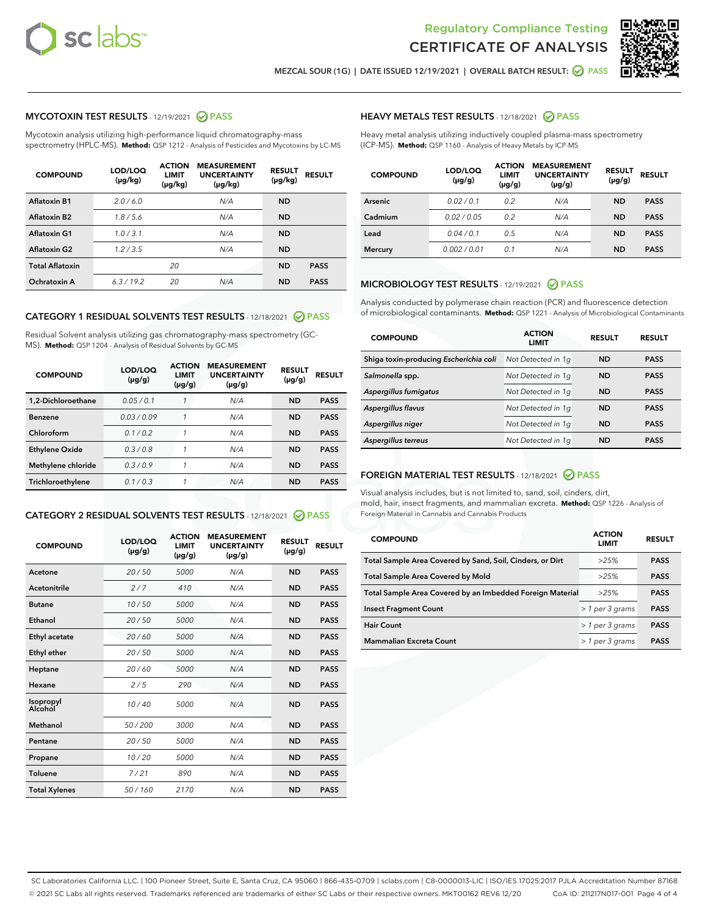Regulatory Compliance Testing

# CERTIFICATE OF ANALYSIS

MEZCAL SOUR (1G) | DATE ISSUED 12/19/2021 | OVERALL BATCH RESULT: PASS

## MYCOTOXIN TEST RESULTS - 12/19/2021 PASS

Mycotoxin analysis utilizing high-performance liquid chromatography-mass spectrometry (HPLC-MS). **Method:** QSP 1212 - Analysis of Pesticides and Mycotoxins by LC-MS

| COMPOUND | LOD/LOQ (µg/kg) | ACTION LIMIT (µg/kg) | MEASUREMENT UNCERTAINTY (µg/kg) | RESULT (µg/kg) | RESULT |
|---|---|---|---|---|---|
| Aflatoxin B1 | 2.0 / 6.0 | | N/A | ND | |
| Aflatoxin B2 | 1.8 / 5.6 | | N/A | ND | |
| Aflatoxin G1 | 1.0 / 3.1 | | N/A | ND | |
| Aflatoxin G2 | 1.2 / 3.5 | | N/A | ND | |
| Total Aflatoxin | | 20 | | ND | PASS |
| Ochratoxin A | 6.3 / 19.2 | 20 | N/A | ND | PASS |

## CATEGORY 1 RESIDUAL SOLVENTS TEST RESULTS - 12/18/2021 PASS

Residual Solvent analysis utilizing gas chromatography-mass spectrometry (GC-MS). **Method:** QSP 1204 - Analysis of Residual Solvents by GC-MS

| COMPOUND | LOD/LOQ (µg/g) | ACTION LIMIT (µg/g) | MEASUREMENT UNCERTAINTY (µg/g) | RESULT (µg/g) | RESULT |
|---|---|---|---|---|---|
| 1,2-Dichloroethane | 0.05 / 0.1 | 1 | N/A | ND | PASS |
| Benzene | 0.03 / 0.09 | 1 | N/A | ND | PASS |
| Chloroform | 0.1 / 0.2 | 1 | N/A | ND | PASS |
| Ethylene Oxide | 0.3 / 0.8 | 1 | N/A | ND | PASS |
| Methylene chloride | 0.3 / 0.9 | 1 | N/A | ND | PASS |
| Trichloroethylene | 0.1 / 0.3 | 1 | N/A | ND | PASS |

## CATEGORY 2 RESIDUAL SOLVENTS TEST RESULTS - 12/18/2021 PASS

| COMPOUND | LOD/LOQ (µg/g) | ACTION LIMIT (µg/g) | MEASUREMENT UNCERTAINTY (µg/g) | RESULT (µg/g) | RESULT |
|---|---|---|---|---|---|
| Acetone | 20 / 50 | 5000 | N/A | ND | PASS |
| Acetonitrile | 2 / 7 | 410 | N/A | ND | PASS |
| Butane | 10 / 50 | 5000 | N/A | ND | PASS |
| Ethanol | 20 / 50 | 5000 | N/A | ND | PASS |
| Ethyl acetate | 20 / 60 | 5000 | N/A | ND | PASS |
| Ethyl ether | 20 / 50 | 5000 | N/A | ND | PASS |
| Heptane | 20 / 60 | 5000 | N/A | ND | PASS |
| Hexane | 2 / 5 | 290 | N/A | ND | PASS |
| Isopropyl Alcohol | 10 / 40 | 5000 | N/A | ND | PASS |
| Methanol | 50 / 200 | 3000 | N/A | ND | PASS |
| Pentane | 20 / 50 | 5000 | N/A | ND | PASS |
| Propane | 10 / 20 | 5000 | N/A | ND | PASS |
| Toluene | 7 / 21 | 890 | N/A | ND | PASS |
| Total Xylenes | 50 / 160 | 2170 | N/A | ND | PASS |

## HEAVY METALS TEST RESULTS - 12/18/2021 PASS

Heavy metal analysis utilizing inductively coupled plasma-mass spectrometry (ICP-MS). **Method:** QSP 1160 - Analysis of Heavy Metals by ICP-MS

| COMPOUND | LOD/LOQ (µg/g) | ACTION LIMIT (µg/g) | MEASUREMENT UNCERTAINTY (µg/g) | RESULT (µg/g) | RESULT |
|---|---|---|---|---|---|
| Arsenic | 0.02 / 0.1 | 0.2 | N/A | ND | PASS |
| Cadmium | 0.02 / 0.05 | 0.2 | N/A | ND | PASS |
| Lead | 0.04 / 0.1 | 0.5 | N/A | ND | PASS |
| Mercury | 0.002 / 0.01 | 0.1 | N/A | ND | PASS |

## MICROBIOLOGY TEST RESULTS - 12/19/2021 PASS

Analysis conducted by polymerase chain reaction (PCR) and fluorescence detection of microbiological contaminants. **Method:** QSP 1221 - Analysis of Microbiological Contaminants

| COMPOUND | ACTION LIMIT | RESULT | RESULT |
|---|---|---|---|
| Shiga toxin-producing *Escherichia coli* | Not Detected in 1g | ND | PASS |
| *Salmonella* spp. | Not Detected in 1g | ND | PASS |
| *Aspergillus fumigatus* | Not Detected in 1g | ND | PASS |
| *Aspergillus flavus* | Not Detected in 1g | ND | PASS |
| *Aspergillus niger* | Not Detected in 1g | ND | PASS |
| *Aspergillus terreus* | Not Detected in 1g | ND | PASS |

## FOREIGN MATERIAL TEST RESULTS - 12/18/2021 PASS

Visual analysis includes, but is not limited to, sand, soil, cinders, dirt, mold, hair, insect fragments, and mammalian excreta. **Method:** QSP 1226 - Analysis of Foreign Material in Cannabis and Cannabis Products

| COMPOUND | ACTION LIMIT | RESULT |
|---|---|---|
| Total Sample Area Covered by Sand, Soil, Cinders, or Dirt | >25% | PASS |
| Total Sample Area Covered by Mold | >25% | PASS |
| Total Sample Area Covered by an Imbedded Foreign Material | >25% | PASS |
| Insect Fragment Count | > 1 per 3 grams | PASS |
| Hair Count | > 1 per 3 grams | PASS |
| Mammalian Excreta Count | > 1 per 3 grams | PASS |

SC Laboratories California LLC. | 100 Pioneer Street, Suite E, Santa Cruz, CA 95060 | 866-435-0709 | sclabs.com | C8-0000013-LIC | ISO/IES 17025:2017 PJLA Accreditation Number 87168
© 2021 SC Labs all rights reserved. Trademarks referenced are trademarks of either SC Labs or their respective owners. MKT00162 REV6 12/20 CoA ID: 211217N017-001